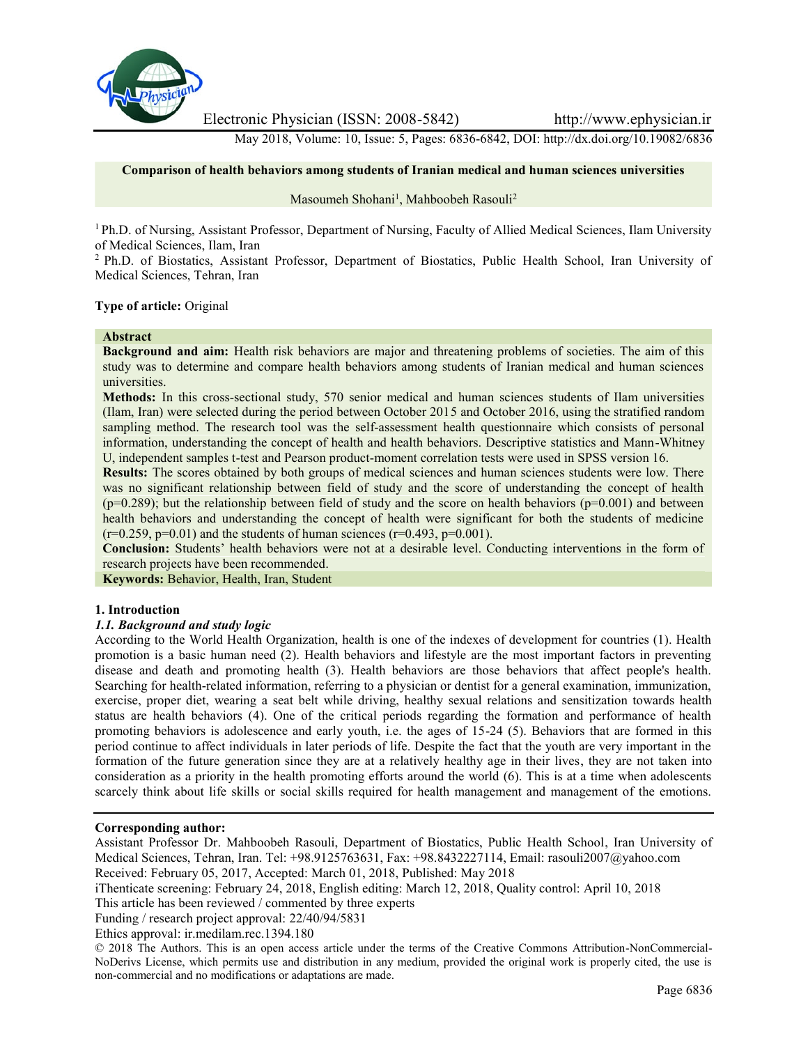# Comparison of health behaviors among students of Iranian medical and human sciences universities

Masoumeh Shohani[1], Mahboobeh Rasouli[2]

[1] Ph.D. of Nursing, Assistant Professor, Department of Nursing, Faculty of Allied Medical Sciences, Ilam University of Medical Sciences, Ilam, Iran

[2] Ph.D. of Biostatics, Assistant Professor, Department of Biostatics, Public Health School, Iran University of Medical Sciences, Tehran, Iran

**Type of article:** Original

## Abstract

**Background and aim:** Health risk behaviors are major and threatening problems of societies. The aim of this study was to determine and compare health behaviors among students of Iranian medical and human sciences universities.

**Methods:** In this cross-sectional study, 570 senior medical and human sciences students of Ilam universities (Ilam, Iran) were selected during the period between October 2015 and October 2016, using the stratified random sampling method. The research tool was the self-assessment health questionnaire which consists of personal information, understanding the concept of health and health behaviors. Descriptive statistics and Mann-Whitney U, independent samples t-test and Pearson product-moment correlation tests were used in SPSS version 16.

**Results:** The scores obtained by both groups of medical sciences and human sciences students were low. There was no significant relationship between field of study and the score of understanding the concept of health ($p=0.289$); but the relationship between field of study and the score on health behaviors ($p=0.001$) and between health behaviors and understanding the concept of health were significant for both the students of medicine ($r=0.259$, $p=0.01$) and the students of human sciences ($r=0.493$, $p=0.001$).

**Conclusion:** Students' health behaviors were not at a desirable level. Conducting interventions in the form of research projects have been recommended.

**Keywords:** Behavior, Health, Iran, Student

## 1. Introduction

### 1.1. Background and study logic

According to the World Health Organization, health is one of the indexes of development for countries (1). Health promotion is a basic human need (2). Health behaviors and lifestyle are the most important factors in preventing disease and death and promoting health (3). Health behaviors are those behaviors that affect people's health. Searching for health-related information, referring to a physician or dentist for a general examination, immunization, exercise, proper diet, wearing a seat belt while driving, healthy sexual relations and sensitization towards health status are health behaviors (4). One of the critical periods regarding the formation and performance of health promoting behaviors is adolescence and early youth, i.e. the ages of 15-24 (5). Behaviors that are formed in this period continue to affect individuals in later periods of life. Despite the fact that the youth are very important in the formation of the future generation since they are at a relatively healthy age in their lives, they are not taken into consideration as a priority in the health promoting efforts around the world (6). This is at a time when adolescents scarcely think about life skills or social skills required for health management and management of the emotions.

**Corresponding author:**

Assistant Professor Dr. Mahboobeh Rasouli, Department of Biostatics, Public Health School, Iran University of Medical Sciences, Tehran, Iran. Tel: +98.9125763631, Fax: +98.8432227114, Email: rasouli2007@yahoo.com

Received: February 05, 2017, Accepted: March 01, 2018, Published: May 2018

iThenticate screening: February 24, 2018, English editing: March 12, 2018, Quality control: April 10, 2018

This article has been reviewed / commented by three experts

Funding / research project approval: 22/40/94/5831

Ethics approval: ir.medilam.rec.1394.180

© 2018 The Authors. This is an open access article under the terms of the Creative Commons Attribution-NonCommercial-NoDerivs License, which permits use and distribution in any medium, provided the original work is properly cited, the use is non-commercial and no modifications or adaptations are made.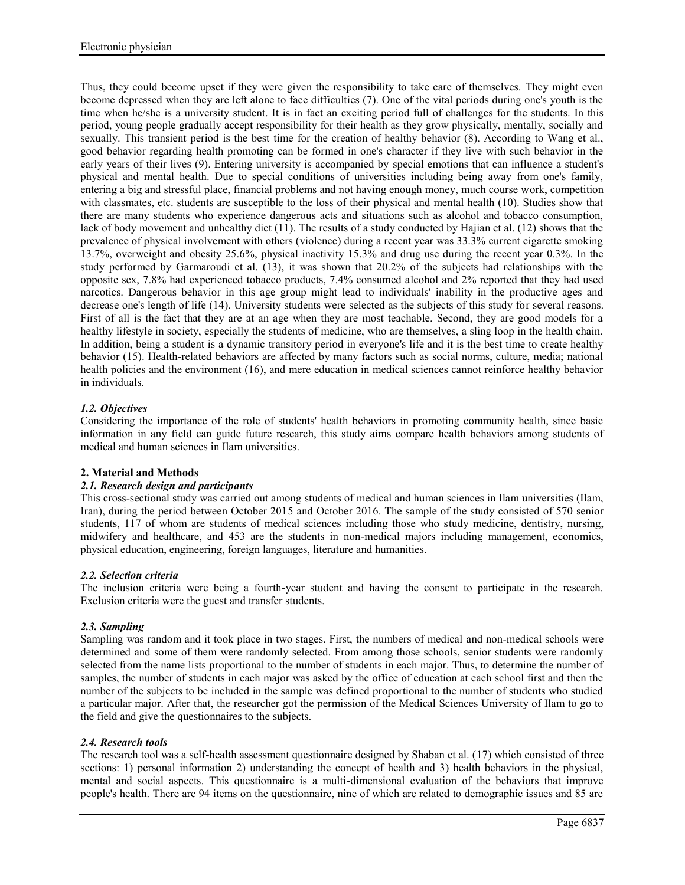Thus, they could become upset if they were given the responsibility to take care of themselves. They might even become depressed when they are left alone to face difficulties (7). One of the vital periods during one's youth is the time when he/she is a university student. It is in fact an exciting period full of challenges for the students. In this period, young people gradually accept responsibility for their health as they grow physically, mentally, socially and sexually. This transient period is the best time for the creation of healthy behavior (8). According to Wang et al., good behavior regarding health promoting can be formed in one's character if they live with such behavior in the early years of their lives (9). Entering university is accompanied by special emotions that can influence a student's physical and mental health. Due to special conditions of universities including being away from one's family, entering a big and stressful place, financial problems and not having enough money, much course work, competition with classmates, etc. students are susceptible to the loss of their physical and mental health (10). Studies show that there are many students who experience dangerous acts and situations such as alcohol and tobacco consumption, lack of body movement and unhealthy diet (11). The results of a study conducted by Hajian et al. (12) shows that the prevalence of physical involvement with others (violence) during a recent year was 33.3% current cigarette smoking 13.7%, overweight and obesity 25.6%, physical inactivity 15.3% and drug use during the recent year 0.3%. In the study performed by Garmaroudi et al. (13), it was shown that 20.2% of the subjects had relationships with the opposite sex, 7.8% had experienced tobacco products, 7.4% consumed alcohol and 2% reported that they had used narcotics. Dangerous behavior in this age group might lead to individuals' inability in the productive ages and decrease one's length of life (14). University students were selected as the subjects of this study for several reasons. First of all is the fact that they are at an age when they are most teachable. Second, they are good models for a healthy lifestyle in society, especially the students of medicine, who are themselves, a sling loop in the health chain. In addition, being a student is a dynamic transitory period in everyone's life and it is the best time to create healthy behavior (15). Health-related behaviors are affected by many factors such as social norms, culture, media; national health policies and the environment (16), and mere education in medical sciences cannot reinforce healthy behavior in individuals.

### *1.2. Objectives*

Considering the importance of the role of students' health behaviors in promoting community health, since basic information in any field can guide future research, this study aims compare health behaviors among students of medical and human sciences in Ilam universities.

## **2. Material and Methods**

### *2.1. Research design and participants*

This cross-sectional study was carried out among students of medical and human sciences in Ilam universities (Ilam, Iran), during the period between October 2015 and October 2016. The sample of the study consisted of 570 senior students, 117 of whom are students of medical sciences including those who study medicine, dentistry, nursing, midwifery and healthcare, and 453 are the students in non-medical majors including management, economics, physical education, engineering, foreign languages, literature and humanities.

### *2.2. Selection criteria*

The inclusion criteria were being a fourth-year student and having the consent to participate in the research. Exclusion criteria were the guest and transfer students.

### *2.3. Sampling*

Sampling was random and it took place in two stages. First, the numbers of medical and non-medical schools were determined and some of them were randomly selected. From among those schools, senior students were randomly selected from the name lists proportional to the number of students in each major. Thus, to determine the number of samples, the number of students in each major was asked by the office of education at each school first and then the number of the subjects to be included in the sample was defined proportional to the number of students who studied a particular major. After that, the researcher got the permission of the Medical Sciences University of Ilam to go to the field and give the questionnaires to the subjects.

### *2.4. Research tools*

The research tool was a self-health assessment questionnaire designed by Shaban et al. (17) which consisted of three sections: 1) personal information 2) understanding the concept of health and 3) health behaviors in the physical, mental and social aspects. This questionnaire is a multi-dimensional evaluation of the behaviors that improve people's health. There are 94 items on the questionnaire, nine of which are related to demographic issues and 85 are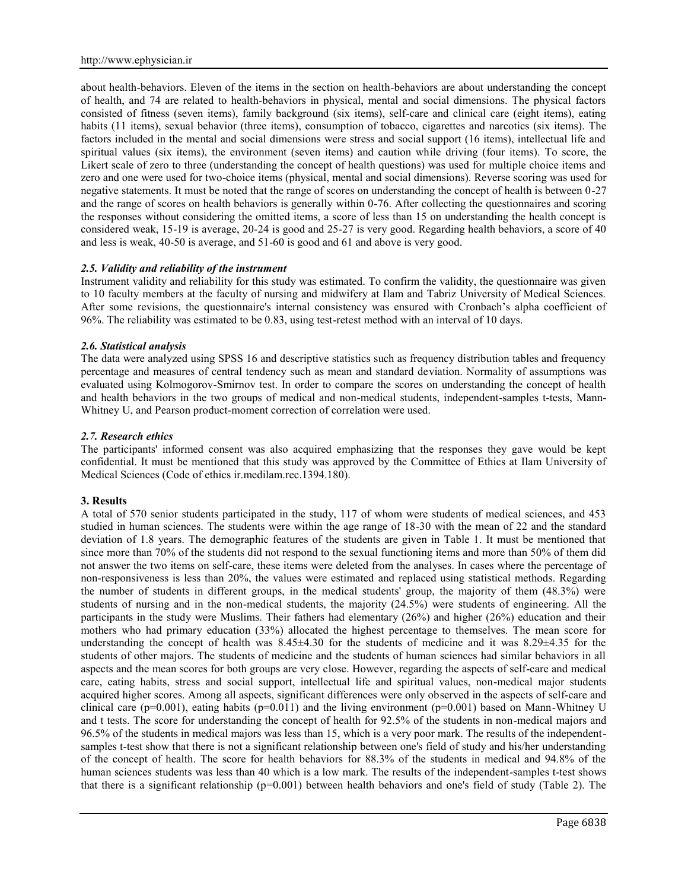about health-behaviors. Eleven of the items in the section on health-behaviors are about understanding the concept of health, and 74 are related to health-behaviors in physical, mental and social dimensions. The physical factors consisted of fitness (seven items), family background (six items), self-care and clinical care (eight items), eating habits (11 items), sexual behavior (three items), consumption of tobacco, cigarettes and narcotics (six items). The factors included in the mental and social dimensions were stress and social support (16 items), intellectual life and spiritual values (six items), the environment (seven items) and caution while driving (four items). To score, the Likert scale of zero to three (understanding the concept of health questions) was used for multiple choice items and zero and one were used for two-choice items (physical, mental and social dimensions). Reverse scoring was used for negative statements. It must be noted that the range of scores on understanding the concept of health is between 0-27 and the range of scores on health behaviors is generally within 0-76. After collecting the questionnaires and scoring the responses without considering the omitted items, a score of less than 15 on understanding the health concept is considered weak, 15-19 is average, 20-24 is good and 25-27 is very good. Regarding health behaviors, a score of 40 and less is weak, 40-50 is average, and 51-60 is good and 61 and above is very good.

### *2.5. Validity and reliability of the instrument*

Instrument validity and reliability for this study was estimated. To confirm the validity, the questionnaire was given to 10 faculty members at the faculty of nursing and midwifery at Ilam and Tabriz University of Medical Sciences. After some revisions, the questionnaire's internal consistency was ensured with Cronbach's alpha coefficient of 96%. The reliability was estimated to be 0.83, using test-retest method with an interval of 10 days.

### *2.6. Statistical analysis*

The data were analyzed using SPSS 16 and descriptive statistics such as frequency distribution tables and frequency percentage and measures of central tendency such as mean and standard deviation. Normality of assumptions was evaluated using Kolmogorov-Smirnov test. In order to compare the scores on understanding the concept of health and health behaviors in the two groups of medical and non-medical students, independent-samples t-tests, Mann-Whitney U, and Pearson product-moment correction of correlation were used.

### *2.7. Research ethics*

The participants' informed consent was also acquired emphasizing that the responses they gave would be kept confidential. It must be mentioned that this study was approved by the Committee of Ethics at Ilam University of Medical Sciences (Code of ethics ir.medilam.rec.1394.180).

## 3. Results

A total of 570 senior students participated in the study, 117 of whom were students of medical sciences, and 453 studied in human sciences. The students were within the age range of 18-30 with the mean of 22 and the standard deviation of 1.8 years. The demographic features of the students are given in Table 1. It must be mentioned that since more than 70% of the students did not respond to the sexual functioning items and more than 50% of them did not answer the two items on self-care, these items were deleted from the analyses. In cases where the percentage of non-responsiveness is less than 20%, the values were estimated and replaced using statistical methods. Regarding the number of students in different groups, in the medical students' group, the majority of them (48.3%) were students of nursing and in the non-medical students, the majority (24.5%) were students of engineering. All the participants in the study were Muslims. Their fathers had elementary (26%) and higher (26%) education and their mothers who had primary education (33%) allocated the highest percentage to themselves. The mean score for understanding the concept of health was 8.45±4.30 for the students of medicine and it was 8.29±4.35 for the students of other majors. The students of medicine and the students of human sciences had similar behaviors in all aspects and the mean scores for both groups are very close. However, regarding the aspects of self-care and medical care, eating habits, stress and social support, intellectual life and spiritual values, non-medical major students acquired higher scores. Among all aspects, significant differences were only observed in the aspects of self-care and clinical care ($p=0.001$), eating habits ($p=0.011$) and the living environment ($p=0.001$) based on Mann-Whitney U and t tests. The score for understanding the concept of health for 92.5% of the students in non-medical majors and 96.5% of the students in medical majors was less than 15, which is a very poor mark. The results of the independent-samples t-test show that there is not a significant relationship between one's field of study and his/her understanding of the concept of health. The score for health behaviors for 88.3% of the students in medical and 94.8% of the human sciences students was less than 40 which is a low mark. The results of the independent-samples t-test shows that there is a significant relationship ($p=0.001$) between health behaviors and one's field of study (Table 2). The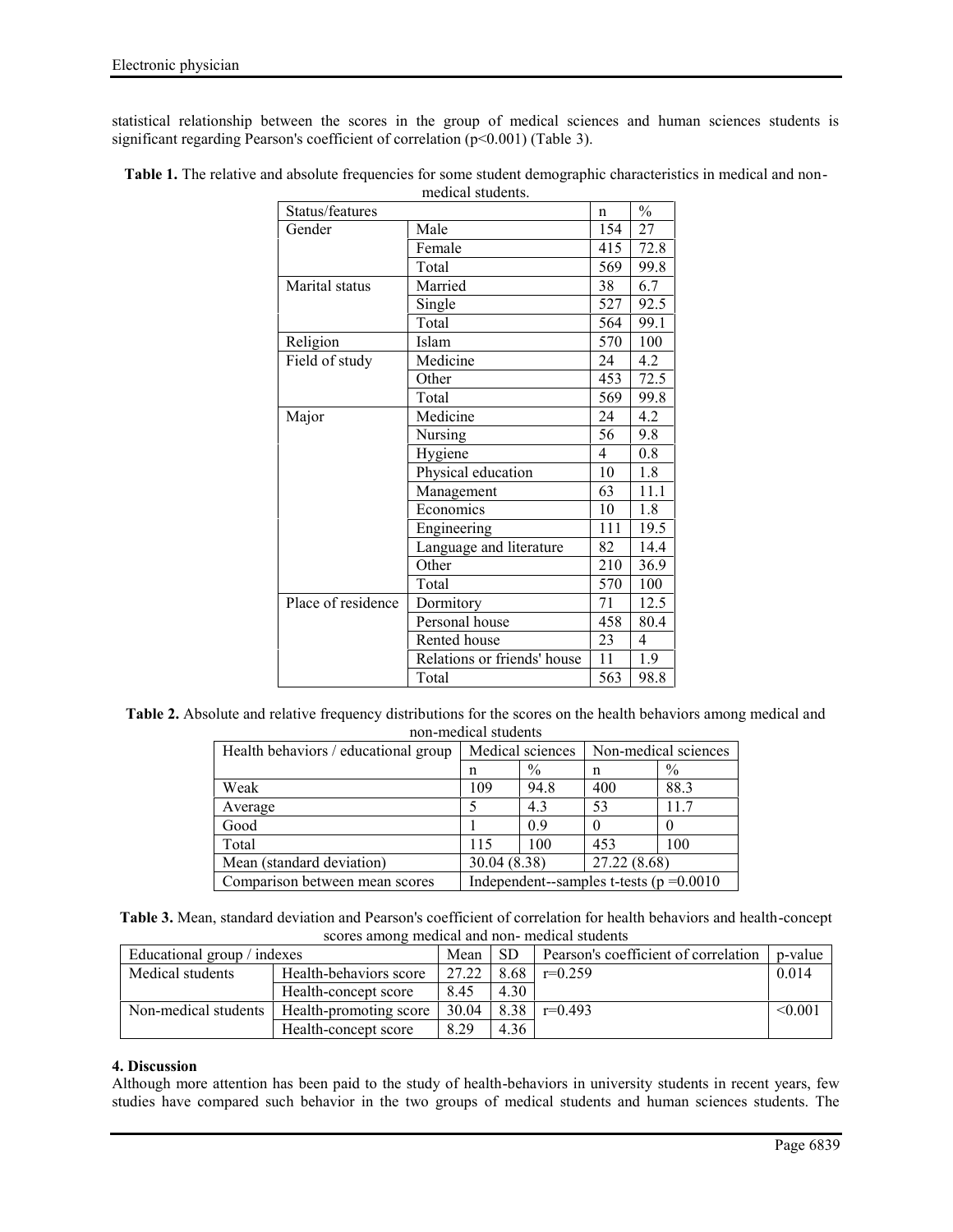statistical relationship between the scores in the group of medical sciences and human sciences students is significant regarding Pearson's coefficient of correlation ($p<0.001$) (Table 3).

**Table 1.** The relative and absolute frequencies for some student demographic characteristics in medical and non-medical students.

| Status/features | | n | % |
|---|---|---|---|
| Gender | Male | 154 | 27 |
| | Female | 415 | 72.8 |
| | Total | 569 | 99.8 |
| Marital status | Married | 38 | 6.7 |
| | Single | 527 | 92.5 |
| | Total | 564 | 99.1 |
| Religion | Islam | 570 | 100 |
| Field of study | Medicine | 24 | 4.2 |
| | Other | 453 | 72.5 |
| | Total | 569 | 99.8 |
| Major | Medicine | 24 | 4.2 |
| | Nursing | 56 | 9.8 |
| | Hygiene | 4 | 0.8 |
| | Physical education | 10 | 1.8 |
| | Management | 63 | 11.1 |
| | Economics | 10 | 1.8 |
| | Engineering | 111 | 19.5 |
| | Language and literature | 82 | 14.4 |
| | Other | 210 | 36.9 |
| | Total | 570 | 100 |
| Place of residence | Dormitory | 71 | 12.5 |
| | Personal house | 458 | 80.4 |
| | Rented house | 23 | 4 |
| | Relations or friends' house | 11 | 1.9 |
| | Total | 563 | 98.8 |

**Table 2.** Absolute and relative frequency distributions for the scores on the health behaviors among medical and non-medical students

| Health behaviors / educational group | Medical sciences | | Non-medical sciences | |
|---|---|---|---|---|
| | n | % | n | % |
| Weak | 109 | 94.8 | 400 | 88.3 |
| Average | 5 | 4.3 | 53 | 11.7 |
| Good | 1 | 0.9 | 0 | 0 |
| Total | 115 | 100 | 453 | 100 |
| Mean (standard deviation) | 30.04 (8.38) | | 27.22 (8.68) | |
| Comparison between mean scores | Independent--samples t-tests (p =0.0010 | | | |

**Table 3.** Mean, standard deviation and Pearson's coefficient of correlation for health behaviors and health-concept scores among medical and non- medical students

| Educational group / indexes | | Mean | SD | Pearson's coefficient of correlation | p-value |
|---|---|---|---|---|---|
| Medical students | Health-behaviors score | 27.22 | 8.68 | r=0.259 | 0.014 |
| | Health-concept score | 8.45 | 4.30 | | |
| Non-medical students | Health-promoting score | 30.04 | 8.38 | r=0.493 | <0.001 |
| | Health-concept score | 8.29 | 4.36 | | |

## 4. Discussion

Although more attention has been paid to the study of health-behaviors in university students in recent years, few studies have compared such behavior in the two groups of medical students and human sciences students. The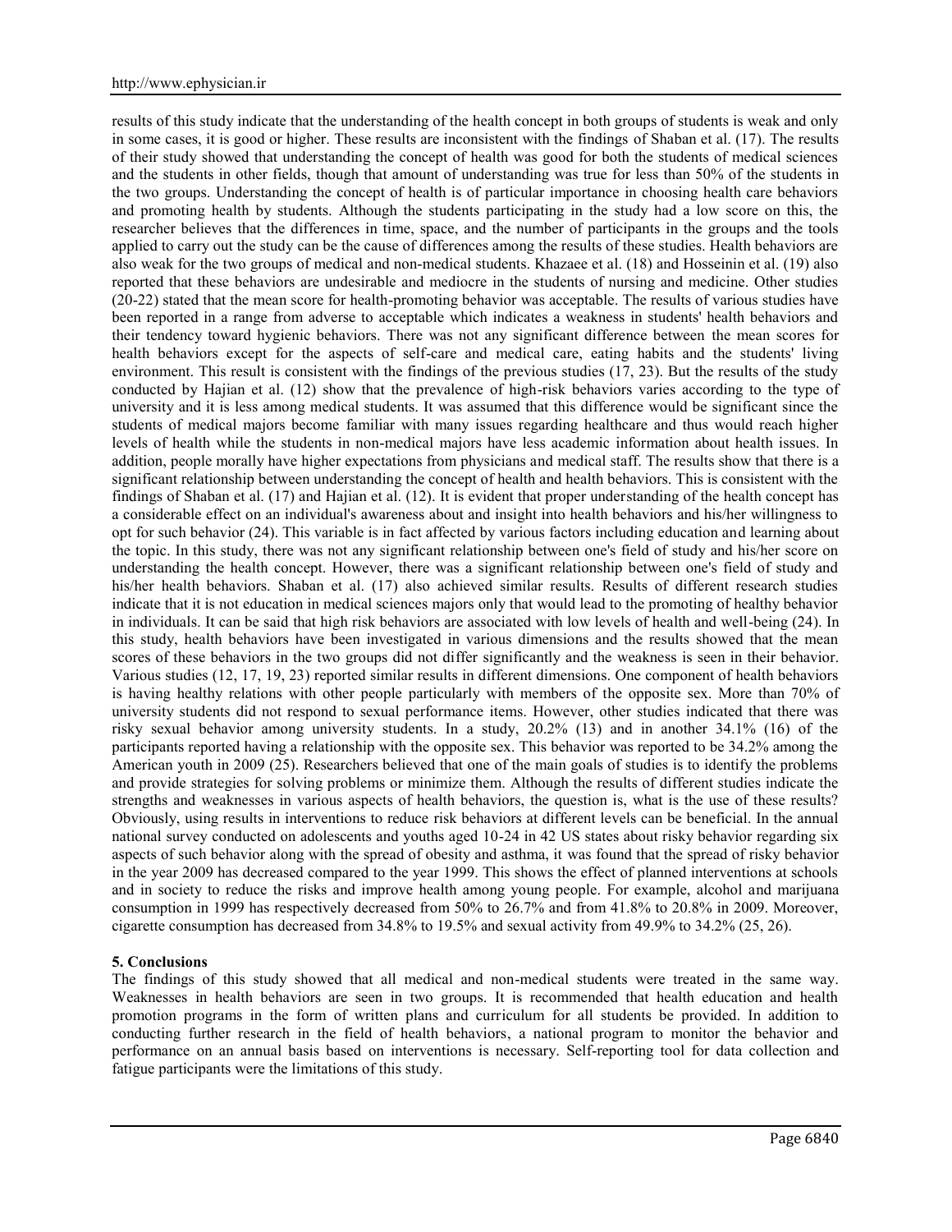results of this study indicate that the understanding of the health concept in both groups of students is weak and only in some cases, it is good or higher. These results are inconsistent with the findings of Shaban et al. (17). The results of their study showed that understanding the concept of health was good for both the students of medical sciences and the students in other fields, though that amount of understanding was true for less than 50% of the students in the two groups. Understanding the concept of health is of particular importance in choosing health care behaviors and promoting health by students. Although the students participating in the study had a low score on this, the researcher believes that the differences in time, space, and the number of participants in the groups and the tools applied to carry out the study can be the cause of differences among the results of these studies. Health behaviors are also weak for the two groups of medical and non-medical students. Khazaee et al. (18) and Hosseinin et al. (19) also reported that these behaviors are undesirable and mediocre in the students of nursing and medicine. Other studies (20-22) stated that the mean score for health-promoting behavior was acceptable. The results of various studies have been reported in a range from adverse to acceptable which indicates a weakness in students' health behaviors and their tendency toward hygienic behaviors. There was not any significant difference between the mean scores for health behaviors except for the aspects of self-care and medical care, eating habits and the students' living environment. This result is consistent with the findings of the previous studies (17, 23). But the results of the study conducted by Hajian et al. (12) show that the prevalence of high-risk behaviors varies according to the type of university and it is less among medical students. It was assumed that this difference would be significant since the students of medical majors become familiar with many issues regarding healthcare and thus would reach higher levels of health while the students in non-medical majors have less academic information about health issues. In addition, people morally have higher expectations from physicians and medical staff. The results show that there is a significant relationship between understanding the concept of health and health behaviors. This is consistent with the findings of Shaban et al. (17) and Hajian et al. (12). It is evident that proper understanding of the health concept has a considerable effect on an individual's awareness about and insight into health behaviors and his/her willingness to opt for such behavior (24). This variable is in fact affected by various factors including education and learning about the topic. In this study, there was not any significant relationship between one's field of study and his/her score on understanding the health concept. However, there was a significant relationship between one's field of study and his/her health behaviors. Shaban et al. (17) also achieved similar results. Results of different research studies indicate that it is not education in medical sciences majors only that would lead to the promoting of healthy behavior in individuals. It can be said that high risk behaviors are associated with low levels of health and well-being (24). In this study, health behaviors have been investigated in various dimensions and the results showed that the mean scores of these behaviors in the two groups did not differ significantly and the weakness is seen in their behavior. Various studies (12, 17, 19, 23) reported similar results in different dimensions. One component of health behaviors is having healthy relations with other people particularly with members of the opposite sex. More than 70% of university students did not respond to sexual performance items. However, other studies indicated that there was risky sexual behavior among university students. In a study, 20.2% (13) and in another 34.1% (16) of the participants reported having a relationship with the opposite sex. This behavior was reported to be 34.2% among the American youth in 2009 (25). Researchers believed that one of the main goals of studies is to identify the problems and provide strategies for solving problems or minimize them. Although the results of different studies indicate the strengths and weaknesses in various aspects of health behaviors, the question is, what is the use of these results? Obviously, using results in interventions to reduce risk behaviors at different levels can be beneficial. In the annual national survey conducted on adolescents and youths aged 10-24 in 42 US states about risky behavior regarding six aspects of such behavior along with the spread of obesity and asthma, it was found that the spread of risky behavior in the year 2009 has decreased compared to the year 1999. This shows the effect of planned interventions at schools and in society to reduce the risks and improve health among young people. For example, alcohol and marijuana consumption in 1999 has respectively decreased from 50% to 26.7% and from 41.8% to 20.8% in 2009. Moreover, cigarette consumption has decreased from 34.8% to 19.5% and sexual activity from 49.9% to 34.2% (25, 26).

## 5. Conclusions

The findings of this study showed that all medical and non-medical students were treated in the same way. Weaknesses in health behaviors are seen in two groups. It is recommended that health education and health promotion programs in the form of written plans and curriculum for all students be provided. In addition to conducting further research in the field of health behaviors, a national program to monitor the behavior and performance on an annual basis based on interventions is necessary. Self-reporting tool for data collection and fatigue participants were the limitations of this study.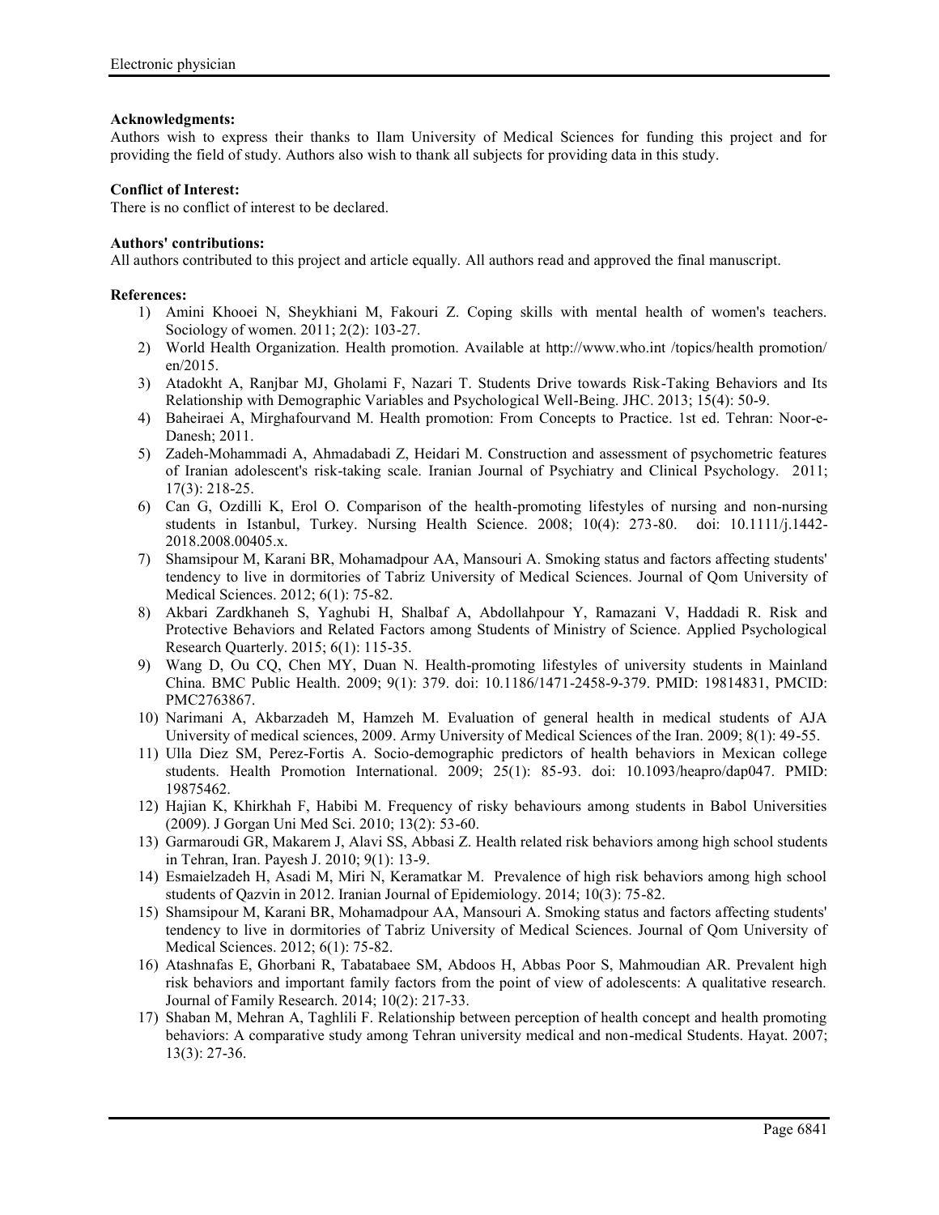**Acknowledgments:**

Authors wish to express their thanks to Ilam University of Medical Sciences for funding this project and for providing the field of study. Authors also wish to thank all subjects for providing data in this study.

**Conflict of Interest:**

There is no conflict of interest to be declared.

**Authors' contributions:**

All authors contributed to this project and article equally. All authors read and approved the final manuscript.

**References:**

1) Amini Khooei N, Sheykhiani M, Fakouri Z. Coping skills with mental health of women's teachers. Sociology of women. 2011; 2(2): 103-27.
2) World Health Organization. Health promotion. Available at http://www.who.int /topics/health promotion/ en/2015.
3) Atadokht A, Ranjbar MJ, Gholami F, Nazari T. Students Drive towards Risk-Taking Behaviors and Its Relationship with Demographic Variables and Psychological Well-Being. JHC. 2013; 15(4): 50-9.
4) Baheiraei A, Mirghafourvand M. Health promotion: From Concepts to Practice. 1st ed. Tehran: Noor-e-Danesh; 2011.
5) Zadeh-Mohammadi A, Ahmadabadi Z, Heidari M. Construction and assessment of psychometric features of Iranian adolescent's risk-taking scale. Iranian Journal of Psychiatry and Clinical Psychology. 2011; 17(3): 218-25.
6) Can G, Ozdilli K, Erol O. Comparison of the health-promoting lifestyles of nursing and non-nursing students in Istanbul, Turkey. Nursing Health Science. 2008; 10(4): 273-80. doi: 10.1111/j.1442-2018.2008.00405.x.
7) Shamsipour M, Karani BR, Mohamadpour AA, Mansouri A. Smoking status and factors affecting students' tendency to live in dormitories of Tabriz University of Medical Sciences. Journal of Qom University of Medical Sciences. 2012; 6(1): 75-82.
8) Akbari Zardkhaneh S, Yaghubi H, Shalbaf A, Abdollahpour Y, Ramazani V, Haddadi R. Risk and Protective Behaviors and Related Factors among Students of Ministry of Science. Applied Psychological Research Quarterly. 2015; 6(1): 115-35.
9) Wang D, Ou CQ, Chen MY, Duan N. Health-promoting lifestyles of university students in Mainland China. BMC Public Health. 2009; 9(1): 379. doi: 10.1186/1471-2458-9-379. PMID: 19814831, PMCID: PMC2763867.
10) Narimani A, Akbarzadeh M, Hamzeh M. Evaluation of general health in medical students of AJA University of medical sciences, 2009. Army University of Medical Sciences of the Iran. 2009; 8(1): 49-55.
11) Ulla Diez SM, Perez-Fortis A. Socio-demographic predictors of health behaviors in Mexican college students. Health Promotion International. 2009; 25(1): 85-93. doi: 10.1093/heapro/dap047. PMID: 19875462.
12) Hajian K, Khirkhah F, Habibi M. Frequency of risky behaviours among students in Babol Universities (2009). J Gorgan Uni Med Sci. 2010; 13(2): 53-60.
13) Garmaroudi GR, Makarem J, Alavi SS, Abbasi Z. Health related risk behaviors among high school students in Tehran, Iran. Payesh J. 2010; 9(1): 13-9.
14) Esmaielzadeh H, Asadi M, Miri N, Keramatkar M. Prevalence of high risk behaviors among high school students of Qazvin in 2012. Iranian Journal of Epidemiology. 2014; 10(3): 75-82.
15) Shamsipour M, Karani BR, Mohamadpour AA, Mansouri A. Smoking status and factors affecting students' tendency to live in dormitories of Tabriz University of Medical Sciences. Journal of Qom University of Medical Sciences. 2012; 6(1): 75-82.
16) Atashnafas E, Ghorbani R, Tabatabaee SM, Abdoos H, Abbas Poor S, Mahmoudian AR. Prevalent high risk behaviors and important family factors from the point of view of adolescents: A qualitative research. Journal of Family Research. 2014; 10(2): 217-33.
17) Shaban M, Mehran A, Taghlili F. Relationship between perception of health concept and health promoting behaviors: A comparative study among Tehran university medical and non-medical Students. Hayat. 2007; 13(3): 27-36.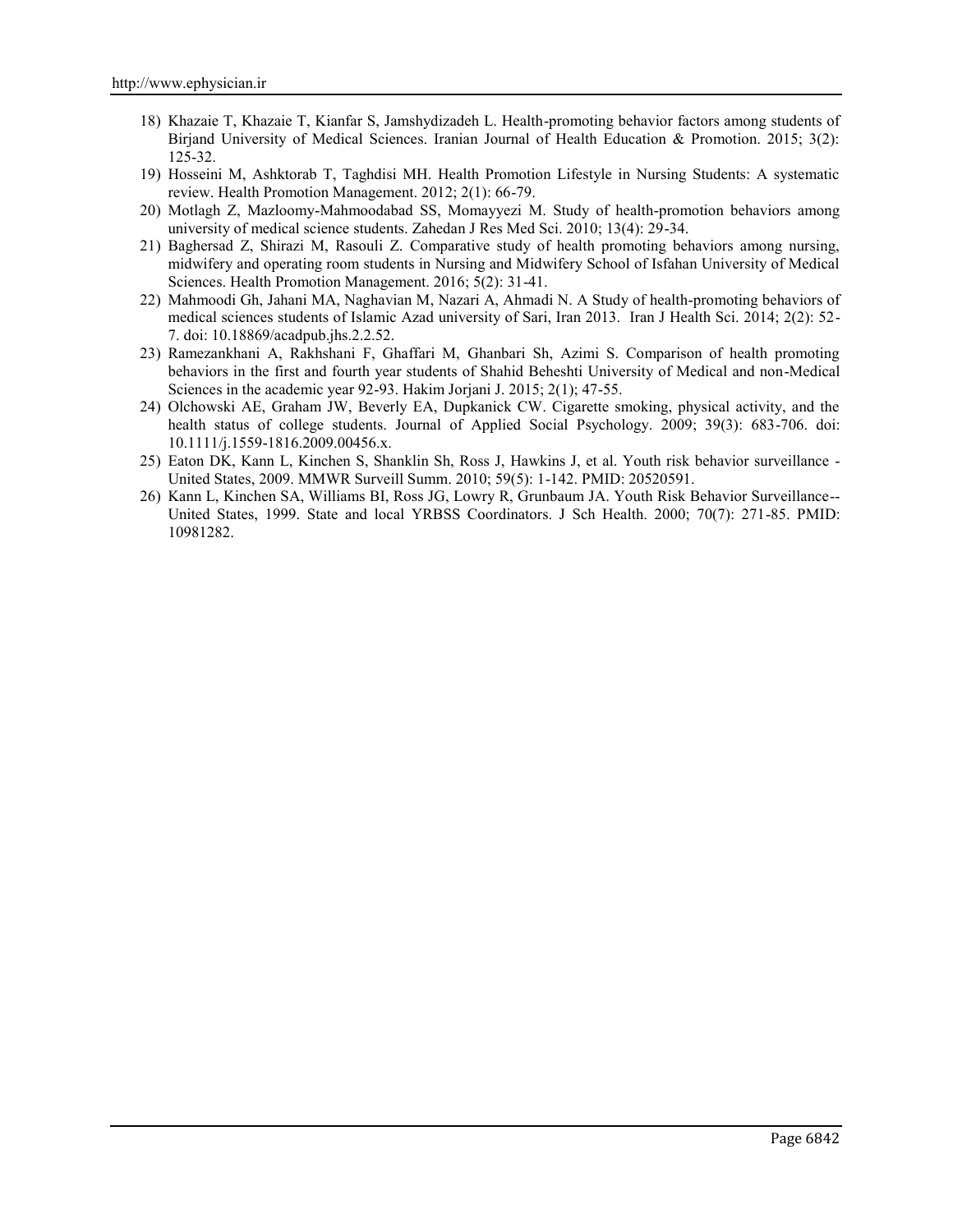18) Khazaie T, Khazaie T, Kianfar S, Jamshydizadeh L. Health-promoting behavior factors among students of Birjand University of Medical Sciences. Iranian Journal of Health Education & Promotion. 2015; 3(2): 125-32.
19) Hosseini M, Ashktorab T, Taghdisi MH. Health Promotion Lifestyle in Nursing Students: A systematic review. Health Promotion Management. 2012; 2(1): 66-79.
20) Motlagh Z, Mazloomy-Mahmoodabad SS, Momayyezi M. Study of health-promotion behaviors among university of medical science students. Zahedan J Res Med Sci. 2010; 13(4): 29-34.
21) Baghersad Z, Shirazi M, Rasouli Z. Comparative study of health promoting behaviors among nursing, midwifery and operating room students in Nursing and Midwifery School of Isfahan University of Medical Sciences. Health Promotion Management. 2016; 5(2): 31-41.
22) Mahmoodi Gh, Jahani MA, Naghavian M, Nazari A, Ahmadi N. A Study of health-promoting behaviors of medical sciences students of Islamic Azad university of Sari, Iran 2013. Iran J Health Sci. 2014; 2(2): 52-7. doi: 10.18869/acadpub.jhs.2.2.52.
23) Ramezankhani A, Rakhshani F, Ghaffari M, Ghanbari Sh, Azimi S. Comparison of health promoting behaviors in the first and fourth year students of Shahid Beheshti University of Medical and non-Medical Sciences in the academic year 92-93. Hakim Jorjani J. 2015; 2(1); 47-55.
24) Olchowski AE, Graham JW, Beverly EA, Dupkanick CW. Cigarette smoking, physical activity, and the health status of college students. Journal of Applied Social Psychology. 2009; 39(3): 683-706. doi: 10.1111/j.1559-1816.2009.00456.x.
25) Eaton DK, Kann L, Kinchen S, Shanklin Sh, Ross J, Hawkins J, et al. Youth risk behavior surveillance - United States, 2009. MMWR Surveill Summ. 2010; 59(5): 1-142. PMID: 20520591.
26) Kann L, Kinchen SA, Williams BI, Ross JG, Lowry R, Grunbaum JA. Youth Risk Behavior Surveillance-- United States, 1999. State and local YRBSS Coordinators. J Sch Health. 2000; 70(7): 271-85. PMID: 10981282.